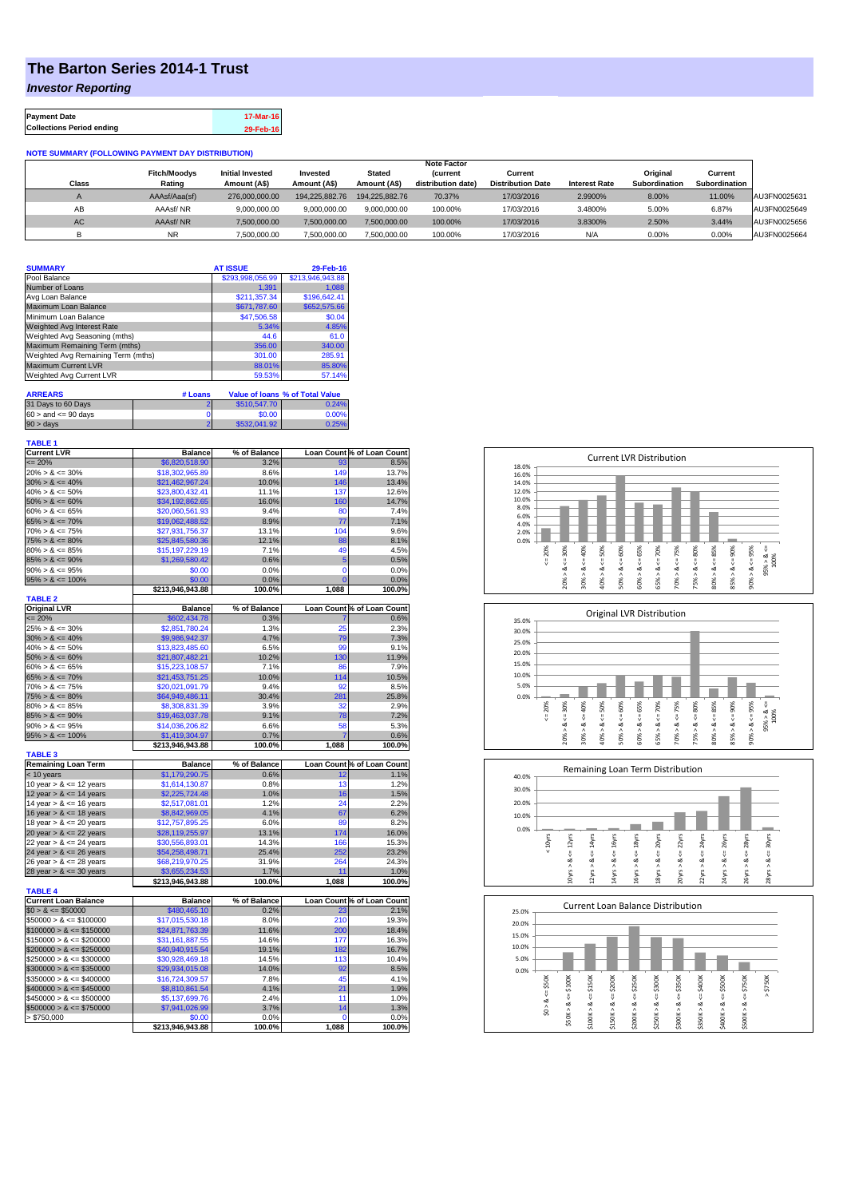# The Barton Series 2014-1 Trust

## *Investor Reporting*

| | |
|---|---|
| **Payment Date** | 17-Mar-16 |
| **Collections Period ending** | 29-Feb-16 |

**NOTE SUMMARY (FOLLOWING PAYMENT DAY DISTRIBUTION)**

| Class | Fitch/Moodys Rating | Initial Invested Amount (A$) | Invested Amount (A$) | Stated Amount (A$) | Note Factor (current distribution date) | Current Distribution Date | Interest Rate | Original Subordination | Current Subordination | |
|---|---|---|---|---|---|---|---|---|---|---|
| A | AAAsf/Aaa(sf) | 276,000,000.00 | 194,225,882.76 | 194,225,882.76 | 70.37% | 17/03/2016 | 2.9900% | 8.00% | 11.00% | AU3FN0025631 |
| AB | AAAsf/ NR | 9,000,000.00 | 9,000,000.00 | 9,000,000.00 | 100.00% | 17/03/2016 | 3.4800% | 5.00% | 6.87% | AU3FN0025649 |
| AC | AAAsf/ NR | 7,500,000.00 | 7,500,000.00 | 7,500,000.00 | 100.00% | 17/03/2016 | 3.8300% | 2.50% | 3.44% | AU3FN0025656 |
| B | NR | 7,500,000.00 | 7,500,000.00 | 7,500,000.00 | 100.00% | 17/03/2016 | N/A | 0.00% | 0.00% | AU3FN0025664 |

| SUMMARY | AT ISSUE | 29-Feb-16 |
|---|---|---|
| Pool Balance | $293,998,056.99 | $213,946,943.88 |
| Number of Loans | 1,391 | 1,088 |
| Avg Loan Balance | $211,357.34 | $196,642.41 |
| Maximum Loan Balance | $671,787.60 | $652,575.66 |
| Minimum Loan Balance | $47,506.58 | $0.04 |
| Weighted Avg Interest Rate | 5.34% | 4.85% |
| Weighted Avg Seasoning (mths) | 44.6 | 61.0 |
| Maximum Remaining Term (mths) | 356.00 | 340.00 |
| Weighted Avg Remaining Term (mths) | 301.00 | 285.91 |
| Maximum Current LVR | 88.01% | 85.80% |
| Weighted Avg Current LVR | 59.53% | 57.14% |

| ARREARS | # Loans | Value of loans | % of Total Value |
|---|---|---|---|
| 31 Days to 60 Days | 2 | $510,547.70 | 0.24% |
| 60 > and <= 90 days | 0 | $0.00 | 0.00% |
| 90 > days | 2 | $532,041.92 | 0.25% |

**TABLE 1**

| Current LVR | Balance | % of Balance | Loan Count | % of Loan Count |
|---|---|---|---|---|
| <= 20% | $6,820,518.90 | 3.2% | 93 | 8.5% |
| 20% > & <= 30% | $18,302,965.89 | 8.6% | 149 | 13.7% |
| 30% > & <= 40% | $21,462,967.24 | 10.0% | 146 | 13.4% |
| 40% > & <= 50% | $23,800,432.41 | 11.1% | 137 | 12.6% |
| 50% > & <= 60% | $34,192,862.65 | 16.0% | 160 | 14.7% |
| 60% > & <= 65% | $20,060,561.93 | 9.4% | 80 | 7.4% |
| 65% > & <= 70% | $19,062,488.52 | 8.9% | 77 | 7.1% |
| 70% > & <= 75% | $27,931,756.37 | 13.1% | 104 | 9.6% |
| 75% > & <= 80% | $25,845,580.36 | 12.1% | 88 | 8.1% |
| 80% > & <= 85% | $15,197,229.19 | 7.1% | 49 | 4.5% |
| 85% > & <= 90% | $1,269,580.42 | 0.6% | 5 | 0.5% |
| 90% > & <= 95% | $0.00 | 0.0% | 0 | 0.0% |
| 95% > & <= 100% | $0.00 | 0.0% | 0 | 0.0% |
| | $213,946,943.88 | 100.0% | 1,088 | 100.0% |

**TABLE 2**

| Original LVR | Balance | % of Balance | Loan Count | % of Loan Count |
|---|---|---|---|---|
| <= 20% | $602,434.78 | 0.3% | 7 | 0.6% |
| 25% > & <= 30% | $2,851,780.24 | 1.3% | 25 | 2.3% |
| 30% > & <= 40% | $9,986,942.37 | 4.7% | 79 | 7.3% |
| 40% > & <= 50% | $13,823,485.60 | 6.5% | 99 | 9.1% |
| 50% > & <= 60% | $21,807,482.21 | 10.2% | 130 | 11.9% |
| 60% > & <= 65% | $15,223,108.57 | 7.1% | 86 | 7.9% |
| 65% > & <= 70% | $21,453,751.25 | 10.0% | 114 | 10.5% |
| 70% > & <= 75% | $20,021,091.79 | 9.4% | 92 | 8.5% |
| 75% > & <= 80% | $64,949,486.11 | 30.4% | 281 | 25.8% |
| 80% > & <= 85% | $8,308,831.39 | 3.9% | 32 | 2.9% |
| 85% > & <= 90% | $19,463,037.78 | 9.1% | 78 | 7.2% |
| 90% > & <= 95% | $14,036,206.82 | 6.6% | 58 | 5.3% |
| 95% > & <= 100% | $1,419,304.97 | 0.7% | 7 | 0.6% |
| | $213,946,943.88 | 100.0% | 1,088 | 100.0% |

**TABLE 3**

| Remaining Loan Term | Balance | % of Balance | Loan Count | % of Loan Count |
|---|---|---|---|---|
| < 10 years | $1,179,290.75 | 0.6% | 12 | 1.1% |
| 10 year > & <= 12 years | $1,614,130.87 | 0.8% | 13 | 1.2% |
| 12 year > & <= 14 years | $2,225,724.48 | 1.0% | 16 | 1.5% |
| 14 year > & <= 16 years | $2,517,081.01 | 1.2% | 24 | 2.2% |
| 16 year > & <= 18 years | $8,842,969.05 | 4.1% | 67 | 6.2% |
| 18 year > & <= 20 years | $12,757,895.25 | 6.0% | 89 | 8.2% |
| 20 year > & <= 22 years | $28,119,255.97 | 13.1% | 174 | 16.0% |
| 22 year > & <= 24 years | $30,556,893.01 | 14.3% | 166 | 15.3% |
| 24 year > & <= 26 years | $54,258,498.71 | 25.4% | 252 | 23.2% |
| 26 year > & <= 28 years | $68,219,970.25 | 31.9% | 264 | 24.3% |
| 28 year > & <= 30 years | $3,655,234.53 | 1.7% | 11 | 1.0% |
| | $213,946,943.88 | 100.0% | 1,088 | 100.0% |

**TABLE 4**

| Current Loan Balance | Balance | % of Balance | Loan Count | % of Loan Count |
|---|---|---|---|---|
| $0 > & <= $50000 | $480,465.10 | 0.2% | 23 | 2.1% |
| $50000 > & <= $100000 | $17,015,530.18 | 8.0% | 210 | 19.3% |
| $100000 > & <= $150000 | $24,871,763.39 | 11.6% | 200 | 18.4% |
| $150000 > & <= $200000 | $31,161,887.55 | 14.6% | 177 | 16.3% |
| $200000 > & <= $250000 | $40,940,915.54 | 19.1% | 182 | 16.7% |
| $250000 > & <= $300000 | $30,928,469.18 | 14.5% | 113 | 10.4% |
| $300000 > & <= $350000 | $29,934,015.08 | 14.0% | 92 | 8.5% |
| $350000 > & <= $400000 | $16,724,309.57 | 7.8% | 45 | 4.1% |
| $400000 > & <= $450000 | $8,810,861.54 | 4.1% | 21 | 1.9% |
| $450000 > & <= $500000 | $5,137,699.76 | 2.4% | 11 | 1.0% |
| $500000 > & <= $750000 | $7,941,026.99 | 3.7% | 14 | 1.3% |
| > $750,000 | $0.00 | 0.0% | 0 | 0.0% |
| | $213,946,943.88 | 100.0% | 1,088 | 100.0% |

Current LVR Distribution

18.0%
16.0%
14.0%
12.0%
10.0%
8.0%
6.0%
4.0%
2.0%
0.0%

<= 20%
20% > & <= 30%
30% > & <= 40%
40% > & <= 50%
50% > & <= 60%
60% > & <= 65%
65% > & <= 70%
70% > & <= 75%
75% > & <= 80%
80% > & <= 85%
85% > & <= 90%
90% > & <= 95%
95% > & <= 100%

Original LVR Distribution

35.0%
30.0%
25.0%
20.0%
15.0%
10.0%
5.0%
0.0%

<= 20%
20% > & <= 30%
30% > & <= 40%
40% > & <= 50%
50% > & <= 60%
60% > & <= 65%
65% > & <= 70%
70% > & <= 75%
75% > & <= 80%
80% > & <= 85%
85% > & <= 90%
90% > & <= 95%
95% > & <= 100%

Remaining Loan Term Distribution

40.0%
30.0%
20.0%
10.0%
0.0%

< 10yrs
10yrs > & <= 12yrs
12yrs > & <= 14yrs
14yrs > & <= 16yrs
16yrs > & <= 18yrs
18yrs > & <= 20yrs
20yrs > & <= 22yrs
22yrs > & <= 24yrs
24yrs > & <= 26yrs
26yrs > & <= 28yrs
28yrs > & <= 30yrs

Current Loan Balance Distribution

25.0%
20.0%
15.0%
10.0%
5.0%
0.0%

$0 > & <= $50K
$50K > & <= $100K
$100K > & <= $150K
$150K > & <= $200K
$200K > & <= $250K
$250K > & <= $300K
$300K > & <= $350K
$350K > & <= $400K
$400K > & <= $500K
$500K > & <= $750K
> $750K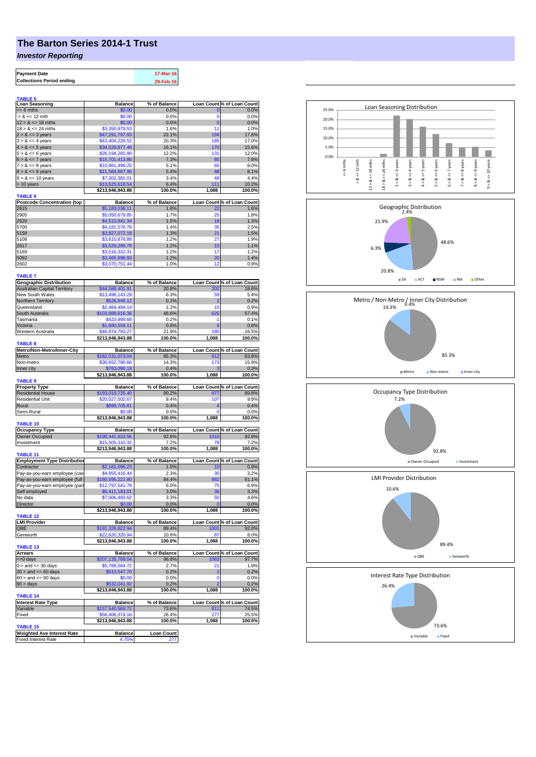# The Barton Series 2014-1 Trust

***Investor Reporting***

| | |
|---|---|
| **Payment Date** | **17-Mar-16** |
| **Collections Period ending** | **29-Feb-16** |

**TABLE 5**

| Loan Seasoning | Balance | % of Balance | Loan Count | % of Loan Count |
|---|---|---|---|---|
| <= 6 mths | $0.00 | 0.0% | 0 | 0.0% |
| > & <= 12 mth | $0.00 | 0.0% | 0 | 0.0% |
| 12 > & <= 18 mths | $0.00 | 0.0% | 0 | 0.0% |
| 18 > & <= 24 mths | $3,350,979.53 | 1.6% | 11 | 1.0% |
| 2 > & <= 3 years | $47,291,797.93 | 22.1% | 194 | 17.8% |
| 3 > & <= 4 years | $43,404,226.52 | 20.3% | 185 | 17.0% |
| 4 > & <= 5 years | $34,529,877.48 | 16.1% | 170 | 15.6% |
| 5 > & <= 6 years | $26,194,281.80 | 12.2% | 131 | 12.0% |
| 6 > & <= 7 years | $15,701,413.86 | 7.3% | 85 | 7.8% |
| 7 > & <= 8 years | $10,961,499.25 | 5.1% | 65 | 6.0% |
| 8 > & <= 9 years | $11,584,867.96 | 5.4% | 88 | 8.1% |
| 9 > & <= 10 years | $7,302,381.01 | 3.4% | 48 | 4.4% |
| > 10 years | $13,625,618.54 | 6.4% | 111 | 10.2% |
| | **$213,946,943.88** | **100.0%** | **1,088** | **100.0%** |

**TABLE 6**

| Postcode Concentration (top 10) | Balance | % of Balance | Loan Count | % of Loan Count |
|---|---|---|---|---|
| 2615 | $5,183,036.11 | 1.8% | 22 | 1.6% |
| 2905 | $5,050,679.85 | 1.7% | 25 | 1.8% |
| 2620 | $4,510,841.34 | 1.5% | 18 | 1.3% |
| 5700 | $4,181,576.78 | 1.4% | 35 | 2.5% |
| 5158 | $3,827,072.18 | 1.3% | 21 | 1.5% |
| 5108 | $3,610,876.88 | 1.2% | 27 | 1.9% |
| 2617 | $3,529,289.79 | 1.2% | 15 | 1.1% |
| 5169 | $3,516,322.31 | 1.2% | 17 | 1.2% |
| 5092 | $3,465,996.93 | 1.2% | 20 | 1.4% |
| 2602 | $3,070,751.44 | 1.0% | 12 | 0.9% |

**TABLE 7**

| Geographic Distribution | Balance | % of Balance | Loan Count | % of Loan Count |
|---|---|---|---|---|
| Australian Capital Territory | $44,588,401.91 | 20.8% | 202 | 18.6% |
| New South Wales | $13,498,143.29 | 6.3% | 59 | 5.4% |
| Northern Territory | $526,946.12 | 0.2% | 2 | 0.2% |
| Queensland | $2,464,494.14 | 1.2% | 10 | 0.9% |
| South Australia | $103,889,616.36 | 48.6% | 625 | 57.4% |
| Tasmania | $423,999.68 | 0.2% | 1 | 0.1% |
| Victoria | $1,680,559.11 | 0.8% | 9 | 0.8% |
| Western Australia | $46,874,783.27 | 21.9% | 180 | 16.5% |
| | **$213,946,943.88** | **100.0%** | **1,088** | **100.0%** |

**TABLE 8**

| Metro/Non-Metro/Inner-City | Balance | % of Balance | Loan Count | % of Loan Count |
|---|---|---|---|---|
| Metro | $182,531,073.04 | 85.3% | 912 | 83.8% |
| Non-metro | $30,652,780.66 | 14.3% | 173 | 15.9% |
| Inner city | $763,090.18 | 0.4% | 3 | 0.3% |
| | **$213,946,943.88** | **100.0%** | **1,088** | **100.0%** |

**TABLE 9**

| Property Type | Balance | % of Balance | Loan Count | % of Loan Count |
|---|---|---|---|---|
| Residential House | $193,019,735.40 | 90.2% | 977 | 89.8% |
| Residential Unit | $20,027,502.67 | 9.4% | 107 | 9.8% |
| Rural | $899,705.81 | 0.4% | 4 | 0.4% |
| Semi-Rural | $0.00 | 0.0% | 0 | 0.0% |
| | **$213,946,943.88** | **100.0%** | **1,088** | **100.0%** |

**TABLE 10**

| Occupancy Type | Balance | % of Balance | Loan Count | % of Loan Count |
|---|---|---|---|---|
| Owner Occupied | $198,441,633.56 | 92.8% | 1010 | 92.8% |
| Investment | $15,505,310.32 | 7.2% | 78 | 7.2% |
| | **$213,946,943.88** | **100.0%** | **1,088** | **100.0%** |

**TABLE 11**

| Employment Type Distribution | Balance | % of Balance | Loan Count | % of Loan Count |
|---|---|---|---|---|
| Contractor | $2,181,096.23 | 1.0% | 10 | 0.9% |
| Pay-as-you-earn employee (casual) | $4,955,416.44 | 2.3% | 35 | 3.2% |
| Pay-as-you-earn employee (full time) | $180,595,222.80 | 84.4% | 882 | 81.1% |
| Pay-as-you-earn employee (part time) | $12,797,541.78 | 6.0% | 75 | 6.9% |
| Self employed | $6,411,183.01 | 3.0% | 36 | 3.3% |
| No data | $7,006,483.62 | 3.3% | 50 | 4.6% |
| Director | $0.00 | 0.0% | 0 | 0.0% |
| | **$213,946,943.88** | **100.0%** | **1,088** | **100.0%** |

**TABLE 12**

| LMI Provider | Balance | % of Balance | Loan Count | % of Loan Count |
|---|---|---|---|---|
| QBE | $191,326,622.94 | 89.4% | 1001 | 92.0% |
| Genworth | $22,620,320.94 | 10.6% | 87 | 8.0% |
| | **$213,946,943.88** | **100.0%** | **1,088** | **100.0%** |

**TABLE 13**

| Arrears | Balance | % of Balance | Loan Count | % of Loan Count |
|---|---|---|---|---|
| <=0 days | $207,135,789.54 | 96.8% | 1063 | 97.7% |
| 0 > and <= 30 days | $5,768,564.72 | 2.7% | 21 | 1.9% |
| 30 > and <= 60 days | $510,547.70 | 0.2% | 2 | 0.2% |
| 60 > and <= 90 days | $0.00 | 0.0% | 0 | 0.0% |
| 90 > days | $532,041.92 | 0.2% | 2 | 0.2% |
| | **$213,946,943.88** | **100.0%** | **1,088** | **100.0%** |

**TABLE 14**

| Interest Rate Type | Balance | % of Balance | Loan Count | % of Loan Count |
|---|---|---|---|---|
| Variable | $157,540,569.72 | 73.6% | 811 | 74.5% |
| Fixed | $56,406,374.16 | 26.4% | 277 | 25.5% |
| | **$213,946,943.88** | **100.0%** | **1,088** | **100.0%** |

**TABLE 15**

| Weighted Ave Interest Rate | Balance | Loan Count |
|---|---|---|
| Fixed Interest Rate | 4.75% | 277 |

Loan Seasoning Distribution
25.0%
20.0%
15.0%
10.0%
5.0%
0.0%
<= 6 mths
> & <= 12 mth
12 > & <= 18 mths
18 > & <= 24 mths
2 > & <= 3 years
3 > & <= 4 years
4 > & <= 5 years
5 > & <= 6 years
6 > & <= 7 years
7 > & <= 8 years
8 > & <= 9 years
9 > & <= 10 years

Geographic Distribution
2.4%
21.9%
48.6%
6.3%
20.8%
SA ACT NSW WA Other

Metro / Non-Metro / Inner City Distribution
0.4%
14.3%
85.3%
Metro Non-metro Inner city

Occupancy Type Distribution
7.2%
92.8%
Owner Occupied Investment

LMI Provider Distribution
10.6%
89.4%
QBE Genworth

Interest Rate Type Distribution
26.4%
73.6%
Variable Fixed